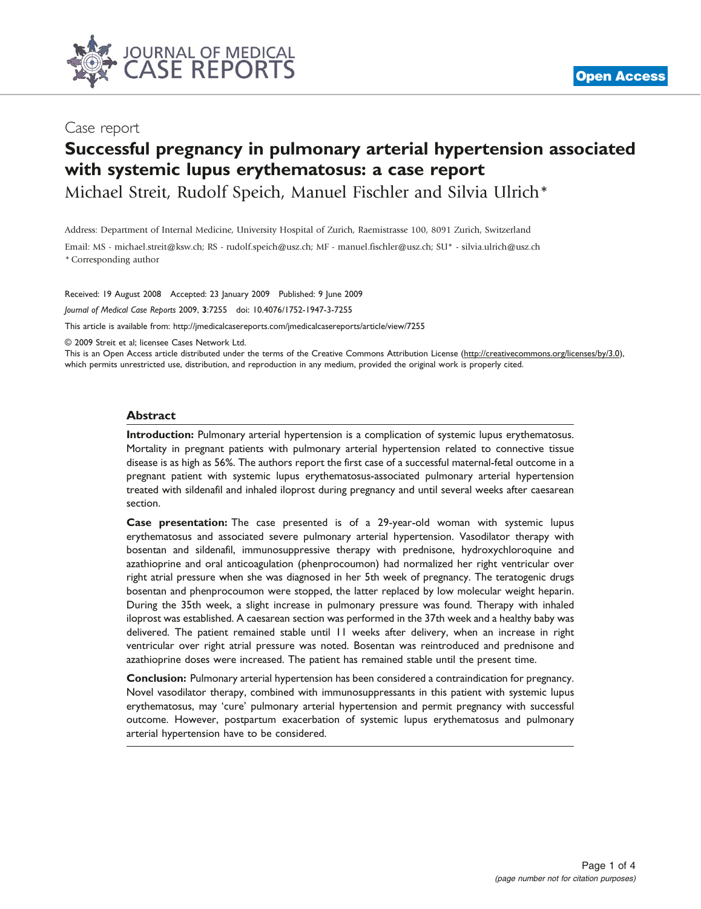Case report

# Successful pregnancy in pulmonary arterial hypertension associated with systemic lupus erythematosus: a case report

Michael Streit, Rudolf Speich, Manuel Fischler and Silvia Ulrich*

Address: Department of Internal Medicine, University Hospital of Zurich, Raemistrasse 100, 8091 Zurich, Switzerland

Email: MS - michael.streit@ksw.ch; RS - rudolf.speich@usz.ch; MF - manuel.fischler@usz.ch; SU* - silvia.ulrich@usz.ch

\* Corresponding author

Received: 19 August 2008 Accepted: 23 January 2009 Published: 9 June 2009

*Journal of Medical Case Reports* 2009, **3**:7255 doi: 10.4076/1752-1947-3-7255

This article is available from: http://jmedicalcasereports.com/jmedicalcasereports/article/view/7255

© 2009 Streit et al; licensee Cases Network Ltd.

This is an Open Access article distributed under the terms of the Creative Commons Attribution License (http://creativecommons.org/licenses/by/3.0), which permits unrestricted use, distribution, and reproduction in any medium, provided the original work is properly cited.

## Abstract

**Introduction:** Pulmonary arterial hypertension is a complication of systemic lupus erythematosus. Mortality in pregnant patients with pulmonary arterial hypertension related to connective tissue disease is as high as 56%. The authors report the first case of a successful maternal-fetal outcome in a pregnant patient with systemic lupus erythematosus-associated pulmonary arterial hypertension treated with sildenafil and inhaled iloprost during pregnancy and until several weeks after caesarean section.

**Case presentation:** The case presented is of a 29-year-old woman with systemic lupus erythematosus and associated severe pulmonary arterial hypertension. Vasodilator therapy with bosentan and sildenafil, immunosuppressive therapy with prednisone, hydroxychloroquine and azathioprine and oral anticoagulation (phenprocoumon) had normalized her right ventricular over right atrial pressure when she was diagnosed in her 5th week of pregnancy. The teratogenic drugs bosentan and phenprocoumon were stopped, the latter replaced by low molecular weight heparin. During the 35th week, a slight increase in pulmonary pressure was found. Therapy with inhaled iloprost was established. A caesarean section was performed in the 37th week and a healthy baby was delivered. The patient remained stable until 11 weeks after delivery, when an increase in right ventricular over right atrial pressure was noted. Bosentan was reintroduced and prednisone and azathioprine doses were increased. The patient has remained stable until the present time.

**Conclusion:** Pulmonary arterial hypertension has been considered a contraindication for pregnancy. Novel vasodilator therapy, combined with immunosuppressants in this patient with systemic lupus erythematosus, may 'cure' pulmonary arterial hypertension and permit pregnancy with successful outcome. However, postpartum exacerbation of systemic lupus erythematosus and pulmonary arterial hypertension have to be considered.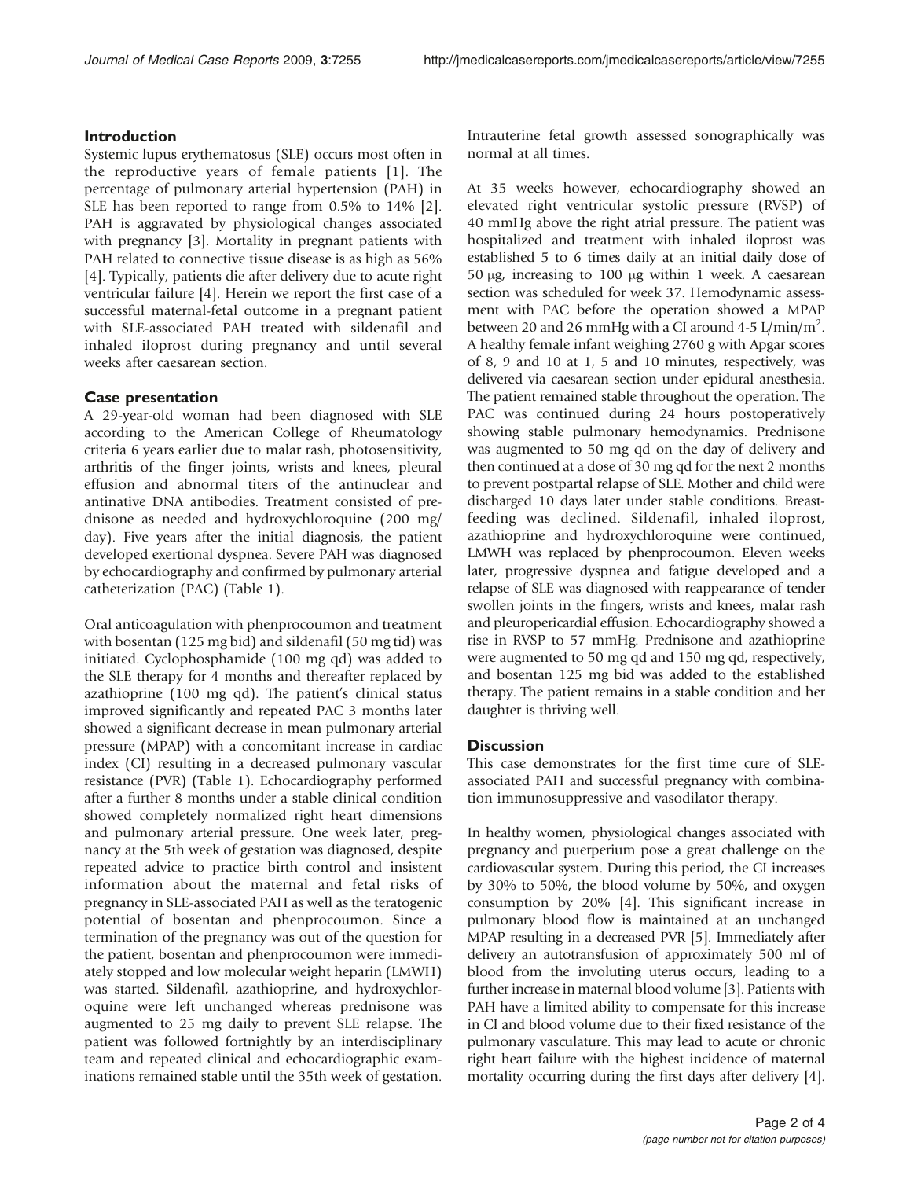## Introduction

Systemic lupus erythematosus (SLE) occurs most often in the reproductive years of female patients [1]. The percentage of pulmonary arterial hypertension (PAH) in SLE has been reported to range from 0.5% to 14% [2]. PAH is aggravated by physiological changes associated with pregnancy [3]. Mortality in pregnant patients with PAH related to connective tissue disease is as high as 56% [4]. Typically, patients die after delivery due to acute right ventricular failure [4]. Herein we report the first case of a successful maternal-fetal outcome in a pregnant patient with SLE-associated PAH treated with sildenafil and inhaled iloprost during pregnancy and until several weeks after caesarean section.

## Case presentation

A 29-year-old woman had been diagnosed with SLE according to the American College of Rheumatology criteria 6 years earlier due to malar rash, photosensitivity, arthritis of the finger joints, wrists and knees, pleural effusion and abnormal titers of the antinuclear and antinative DNA antibodies. Treatment consisted of prednisone as needed and hydroxychloroquine (200 mg/day). Five years after the initial diagnosis, the patient developed exertional dyspnea. Severe PAH was diagnosed by echocardiography and confirmed by pulmonary arterial catheterization (PAC) (Table 1).

Oral anticoagulation with phenprocoumon and treatment with bosentan (125 mg bid) and sildenafil (50 mg tid) was initiated. Cyclophosphamide (100 mg qd) was added to the SLE therapy for 4 months and thereafter replaced by azathioprine (100 mg qd). The patient's clinical status improved significantly and repeated PAC 3 months later showed a significant decrease in mean pulmonary arterial pressure (MPAP) with a concomitant increase in cardiac index (CI) resulting in a decreased pulmonary vascular resistance (PVR) (Table 1). Echocardiography performed after a further 8 months under a stable clinical condition showed completely normalized right heart dimensions and pulmonary arterial pressure. One week later, pregnancy at the 5th week of gestation was diagnosed, despite repeated advice to practice birth control and insistent information about the maternal and fetal risks of pregnancy in SLE-associated PAH as well as the teratogenic potential of bosentan and phenprocoumon. Since a termination of the pregnancy was out of the question for the patient, bosentan and phenprocoumon were immediately stopped and low molecular weight heparin (LMWH) was started. Sildenafil, azathioprine, and hydroxychloroquine were left unchanged whereas prednisone was augmented to 25 mg daily to prevent SLE relapse. The patient was followed fortnightly by an interdisciplinary team and repeated clinical and echocardiographic examinations remained stable until the 35th week of gestation. Intrauterine fetal growth assessed sonographically was normal at all times.

At 35 weeks however, echocardiography showed an elevated right ventricular systolic pressure (RVSP) of 40 mmHg above the right atrial pressure. The patient was hospitalized and treatment with inhaled iloprost was established 5 to 6 times daily at an initial daily dose of 50 μg, increasing to 100 μg within 1 week. A caesarean section was scheduled for week 37. Hemodynamic assessment with PAC before the operation showed a MPAP between 20 and 26 mmHg with a CI around 4-5 $L/min/m^2$. A healthy female infant weighing 2760 g with Apgar scores of 8, 9 and 10 at 1, 5 and 10 minutes, respectively, was delivered via caesarean section under epidural anesthesia. The patient remained stable throughout the operation. The PAC was continued during 24 hours postoperatively showing stable pulmonary hemodynamics. Prednisone was augmented to 50 mg qd on the day of delivery and then continued at a dose of 30 mg qd for the next 2 months to prevent postpartal relapse of SLE. Mother and child were discharged 10 days later under stable conditions. Breastfeeding was declined. Sildenafil, inhaled iloprost, azathioprine and hydroxychloroquine were continued, LMWH was replaced by phenprocoumon. Eleven weeks later, progressive dyspnea and fatigue developed and a relapse of SLE was diagnosed with reappearance of tender swollen joints in the fingers, wrists and knees, malar rash and pleuropericardial effusion. Echocardiography showed a rise in RVSP to 57 mmHg. Prednisone and azathioprine were augmented to 50 mg qd and 150 mg qd, respectively, and bosentan 125 mg bid was added to the established therapy. The patient remains in a stable condition and her daughter is thriving well.

## Discussion

This case demonstrates for the first time cure of SLE-associated PAH and successful pregnancy with combination immunosuppressive and vasodilator therapy.

In healthy women, physiological changes associated with pregnancy and puerperium pose a great challenge on the cardiovascular system. During this period, the CI increases by 30% to 50%, the blood volume by 50%, and oxygen consumption by 20% [4]. This significant increase in pulmonary blood flow is maintained at an unchanged MPAP resulting in a decreased PVR [5]. Immediately after delivery an autotransfusion of approximately 500 ml of blood from the involuting uterus occurs, leading to a further increase in maternal blood volume [3]. Patients with PAH have a limited ability to compensate for this increase in CI and blood volume due to their fixed resistance of the pulmonary vasculature. This may lead to acute or chronic right heart failure with the highest incidence of maternal mortality occurring during the first days after delivery [4].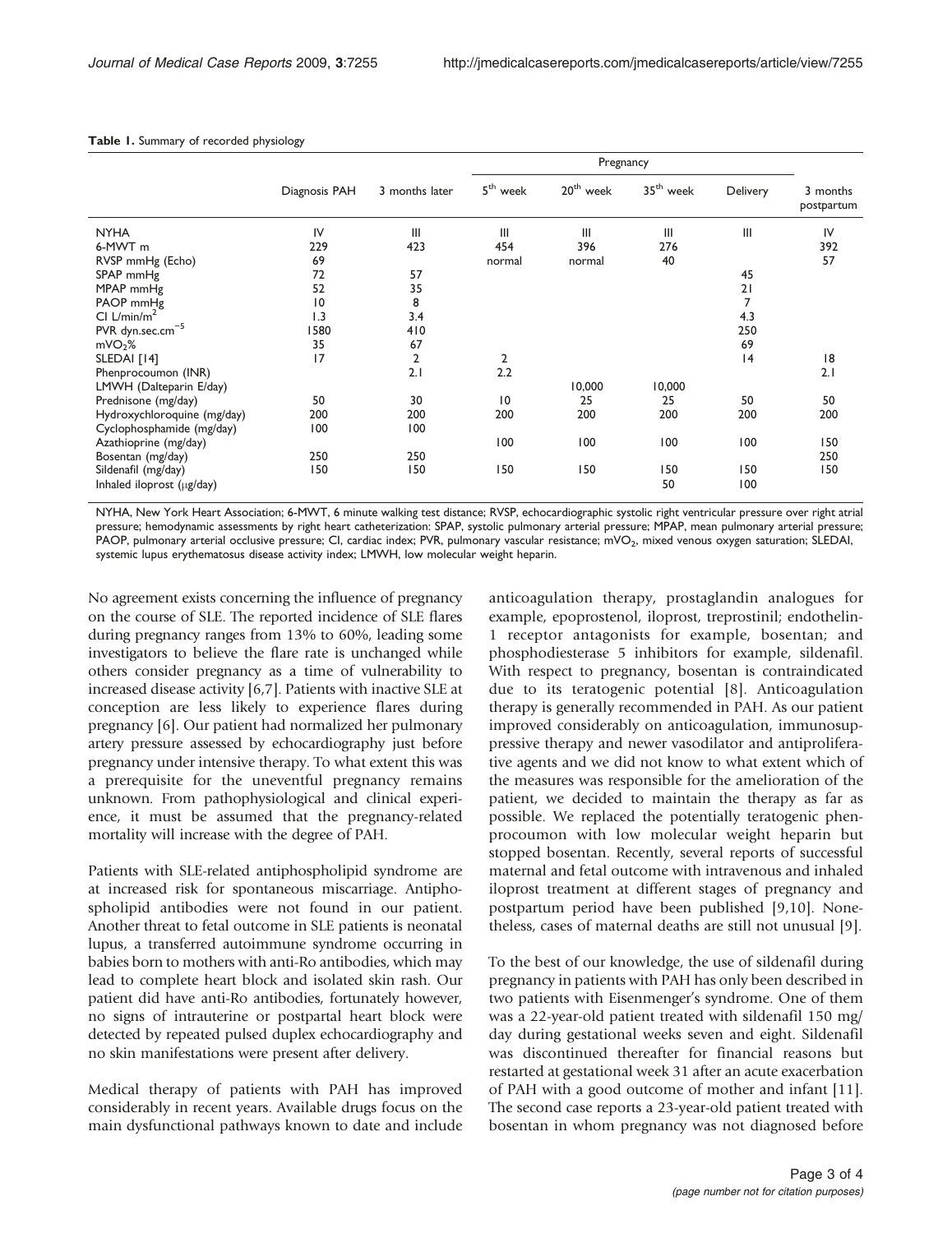**Table 1.** Summary of recorded physiology

| | Diagnosis PAH | 3 months later | Pregnancy | | | | 3 months postpartum |
|---|---|---|---|---|---|---|---|
| | | | 5[th] week | 20[th] week | 35[th] week | Delivery | |
| NYHA | IV | III | III | III | III | III | IV |
| 6-MWT m | 229 | 423 | 454 | 396 | 276 | | 392 |
| RVSP mmHg (Echo) | 69 | | normal | normal | 40 | | 57 |
| SPAP mmHg | 72 | 57 | | | | 45 | |
| MPAP mmHg | 52 | 35 | | | | 21 | |
| PAOP mmHg | 10 | 8 | | | | 7 | |
| CI L/min/$m^2$ | 1.3 | 3.4 | | | | 4.3 | |
| PVR dyn.sec.$cm^{-5}$ | 1580 | 410 | | | | 250 | |
| $mVO_2$% | 35 | 67 | | | | 69 | |
| SLEDAI [14] | 17 | 2 | 2 | | | 14 | 18 |
| Phenprocoumon (INR) | | 2.1 | 2.2 | | | | 2.1 |
| LMWH (Dalteparin E/day) | | | | 10,000 | 10,000 | | |
| Prednisone (mg/day) | 50 | 30 | 10 | 25 | 25 | 50 | 50 |
| Hydroxychloroquine (mg/day) | 200 | 200 | 200 | 200 | 200 | 200 | 200 |
| Cyclophosphamide (mg/day) | 100 | 100 | | | | | |
| Azathioprine (mg/day) | | | 100 | 100 | 100 | 100 | 150 |
| Bosentan (mg/day) | 250 | 250 | | | | | 250 |
| Sildenafil (mg/day) | 150 | 150 | 150 | 150 | 150 | 150 | 150 |
| Inhaled iloprost (μg/day) | | | | | 50 | 100 | |

NYHA, New York Heart Association; 6-MWT, 6 minute walking test distance; RVSP, echocardiographic systolic right ventricular pressure over right atrial pressure; hemodynamic assessments by right heart catheterization: SPAP, systolic pulmonary arterial pressure; MPAP, mean pulmonary arterial pressure; PAOP, pulmonary arterial occlusive pressure; CI, cardiac index; PVR, pulmonary vascular resistance; $mVO_2$, mixed venous oxygen saturation; SLEDAI, systemic lupus erythematosus disease activity index; LMWH, low molecular weight heparin.

No agreement exists concerning the influence of pregnancy on the course of SLE. The reported incidence of SLE flares during pregnancy ranges from 13% to 60%, leading some investigators to believe the flare rate is unchanged while others consider pregnancy as a time of vulnerability to increased disease activity [6,7]. Patients with inactive SLE at conception are less likely to experience flares during pregnancy [6]. Our patient had normalized her pulmonary artery pressure assessed by echocardiography just before pregnancy under intensive therapy. To what extent this was a prerequisite for the uneventful pregnancy remains unknown. From pathophysiological and clinical experience, it must be assumed that the pregnancy-related mortality will increase with the degree of PAH.

Patients with SLE-related antiphospholipid syndrome are at increased risk for spontaneous miscarriage. Antiphospholipid antibodies were not found in our patient. Another threat to fetal outcome in SLE patients is neonatal lupus, a transferred autoimmune syndrome occurring in babies born to mothers with anti-Ro antibodies, which may lead to complete heart block and isolated skin rash. Our patient did have anti-Ro antibodies, fortunately however, no signs of intrauterine or postpartal heart block were detected by repeated pulsed duplex echocardiography and no skin manifestations were present after delivery.

Medical therapy of patients with PAH has improved considerably in recent years. Available drugs focus on the main dysfunctional pathways known to date and include anticoagulation therapy, prostaglandin analogues for example, epoprostenol, iloprost, treprostinil; endothelin-1 receptor antagonists for example, bosentan; and phosphodiesterase 5 inhibitors for example, sildenafil. With respect to pregnancy, bosentan is contraindicated due to its teratogenic potential [8]. Anticoagulation therapy is generally recommended in PAH. As our patient improved considerably on anticoagulation, immunosuppressive therapy and newer vasodilator and antiproliferative agents and we did not know to what extent which of the measures was responsible for the amelioration of the patient, we decided to maintain the therapy as far as possible. We replaced the potentially teratogenic phenprocoumon with low molecular weight heparin but stopped bosentan. Recently, several reports of successful maternal and fetal outcome with intravenous and inhaled iloprost treatment at different stages of pregnancy and postpartum period have been published [9,10]. Nonetheless, cases of maternal deaths are still not unusual [9].

To the best of our knowledge, the use of sildenafil during pregnancy in patients with PAH has only been described in two patients with Eisenmenger's syndrome. One of them was a 22-year-old patient treated with sildenafil 150 mg/day during gestational weeks seven and eight. Sildenafil was discontinued thereafter for financial reasons but restarted at gestational week 31 after an acute exacerbation of PAH with a good outcome of mother and infant [11]. The second case reports a 23-year-old patient treated with bosentan in whom pregnancy was not diagnosed before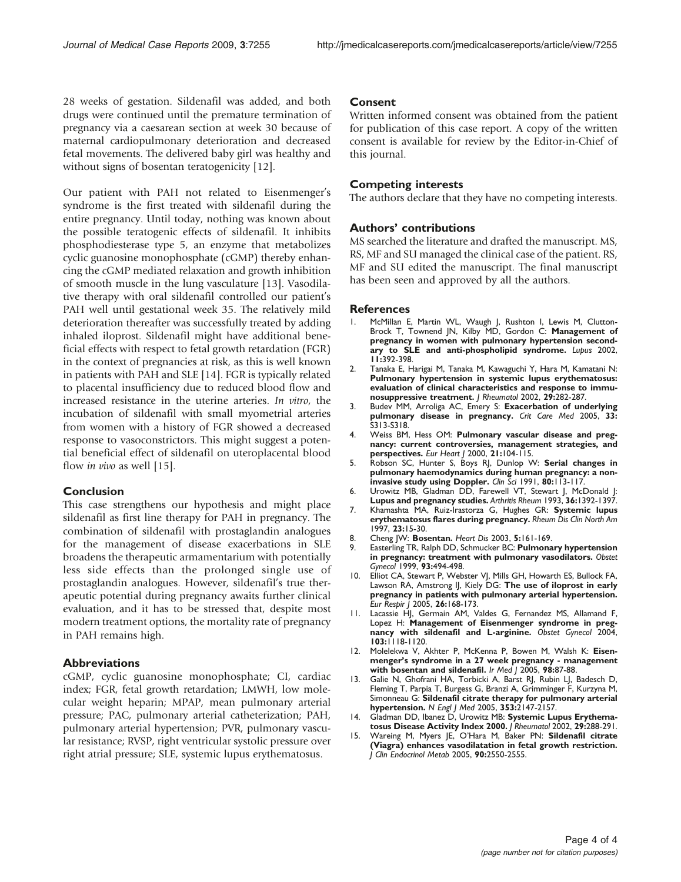28 weeks of gestation. Sildenafil was added, and both drugs were continued until the premature termination of pregnancy via a caesarean section at week 30 because of maternal cardiopulmonary deterioration and decreased fetal movements. The delivered baby girl was healthy and without signs of bosentan teratogenicity [12].

Our patient with PAH not related to Eisenmenger's syndrome is the first treated with sildenafil during the entire pregnancy. Until today, nothing was known about the possible teratogenic effects of sildenafil. It inhibits phosphodiesterase type 5, an enzyme that metabolizes cyclic guanosine monophosphate (cGMP) thereby enhancing the cGMP mediated relaxation and growth inhibition of smooth muscle in the lung vasculature [13]. Vasodilative therapy with oral sildenafil controlled our patient's PAH well until gestational week 35. The relatively mild deterioration thereafter was successfully treated by adding inhaled iloprost. Sildenafil might have additional beneficial effects with respect to fetal growth retardation (FGR) in the context of pregnancies at risk, as this is well known in patients with PAH and SLE [14]. FGR is typically related to placental insufficiency due to reduced blood flow and increased resistance in the uterine arteries. *In vitro*, the incubation of sildenafil with small myometrial arteries from women with a history of FGR showed a decreased response to vasoconstrictors. This might suggest a potential beneficial effect of sildenafil on uteroplacental blood flow *in vivo* as well [15].

## Conclusion

This case strengthens our hypothesis and might place sildenafil as first line therapy for PAH in pregnancy. The combination of sildenafil with prostaglandin analogues for the management of disease exacerbations in SLE broadens the therapeutic armamentarium with potentially less side effects than the prolonged single use of prostaglandin analogues. However, sildenafil's true therapeutic potential during pregnancy awaits further clinical evaluation, and it has to be stressed that, despite most modern treatment options, the mortality rate of pregnancy in PAH remains high.

## Abbreviations

cGMP, cyclic guanosine monophosphate; CI, cardiac index; FGR, fetal growth retardation; LMWH, low molecular weight heparin; MPAP, mean pulmonary arterial pressure; PAC, pulmonary arterial catheterization; PAH, pulmonary arterial hypertension; PVR, pulmonary vascular resistance; RVSP, right ventricular systolic pressure over right atrial pressure; SLE, systemic lupus erythematosus.

## Consent

Written informed consent was obtained from the patient for publication of this case report. A copy of the written consent is available for review by the Editor-in-Chief of this journal.

## Competing interests

The authors declare that they have no competing interests.

## Authors' contributions

MS searched the literature and drafted the manuscript. MS, RS, MF and SU managed the clinical case of the patient. RS, MF and SU edited the manuscript. The final manuscript has been seen and approved by all the authors.

## References

1. McMillan E, Martin WL, Waugh J, Rushton I, Lewis M, Clutton-Brock T, Townend JN, Kilby MD, Gordon C: **Management of pregnancy in women with pulmonary hypertension secondary to SLE and anti-phospholipid syndrome.** *Lupus* 2002, **11:**392-398.
2. Tanaka E, Harigai M, Tanaka M, Kawaguchi Y, Hara M, Kamatani N: **Pulmonary hypertension in systemic lupus erythematosus: evaluation of clinical characteristics and response to immunosuppressive treatment.** *J Rheumatol* 2002, **29:**282-287.
3. Budev MM, Arroliga AC, Emery S: **Exacerbation of underlying pulmonary disease in pregnancy.** *Crit Care Med* 2005, **33:** S313-S318.
4. Weiss BM, Hess OM: **Pulmonary vascular disease and pregnancy: current controversies, management strategies, and perspectives.** *Eur Heart J* 2000, **21:**104-115.
5. Robson SC, Hunter S, Boys RJ, Dunlop W: **Serial changes in pulmonary haemodynamics during human pregnancy: a non-invasive study using Doppler.** *Clin Sci* 1991, **80:**113-117.
6. Urowitz MB, Gladman DD, Farewell VT, Stewart J, McDonald J: **Lupus and pregnancy studies.** *Arthritis Rheum* 1993, **36:**1392-1397.
7. Khamashta MA, Ruiz-Irastorza G, Hughes GR: **Systemic lupus erythematosus flares during pregnancy.** *Rheum Dis Clin North Am* 1997, **23:**15-30.
8. Cheng JW: **Bosentan.** *Heart Dis* 2003, **5:**161-169.
9. Easterling TR, Ralph DD, Schmucker BC: **Pulmonary hypertension in pregnancy: treatment with pulmonary vasodilators.** *Obstet Gynecol* 1999, **93:**494-498.
10. Elliot CA, Stewart P, Webster VJ, Mills GH, Howarth ES, Bullock FA, Lawson RA, Amstrong IJ, Kiely DG: **The use of iloprost in early pregnancy in patients with pulmonary arterial hypertension.** *Eur Respir J* 2005, **26:**168-173.
11. Lacassie HJ, Germain AM, Valdes G, Fernandez MS, Allamand F, Lopez H: **Management of Eisenmenger syndrome in pregnancy with sildenafil and L-arginine.** *Obstet Gynecol* 2004, **103:**1118-1120.
12. Molelekwa V, Akhter P, McKenna P, Bowen M, Walsh K: **Eisenmenger's syndrome in a 27 week pregnancy - management with bosentan and sildenafil.** *Ir Med J* 2005, **98:**87-88.
13. Galie N, Ghofrani HA, Torbicki A, Barst RJ, Rubin LJ, Badesch D, Fleming T, Parpia T, Burgess G, Branzi A, Grimminger F, Kurzyna M, Simonneau G: **Sildenafil citrate therapy for pulmonary arterial hypertension.** *N Engl J Med* 2005, **353:**2147-2157.
14. Gladman DD, Ibanez D, Urowitz MB: **Systemic Lupus Erythematosus Disease Activity Index 2000.** *J Rheumatol* 2002, **29:**288-291.
15. Wareing M, Myers JE, O'Hara M, Baker PN: **Sildenafil citrate (Viagra) enhances vasodilatation in fetal growth restriction.** *J Clin Endocrinol Metab* 2005, **90:**2550-2555.